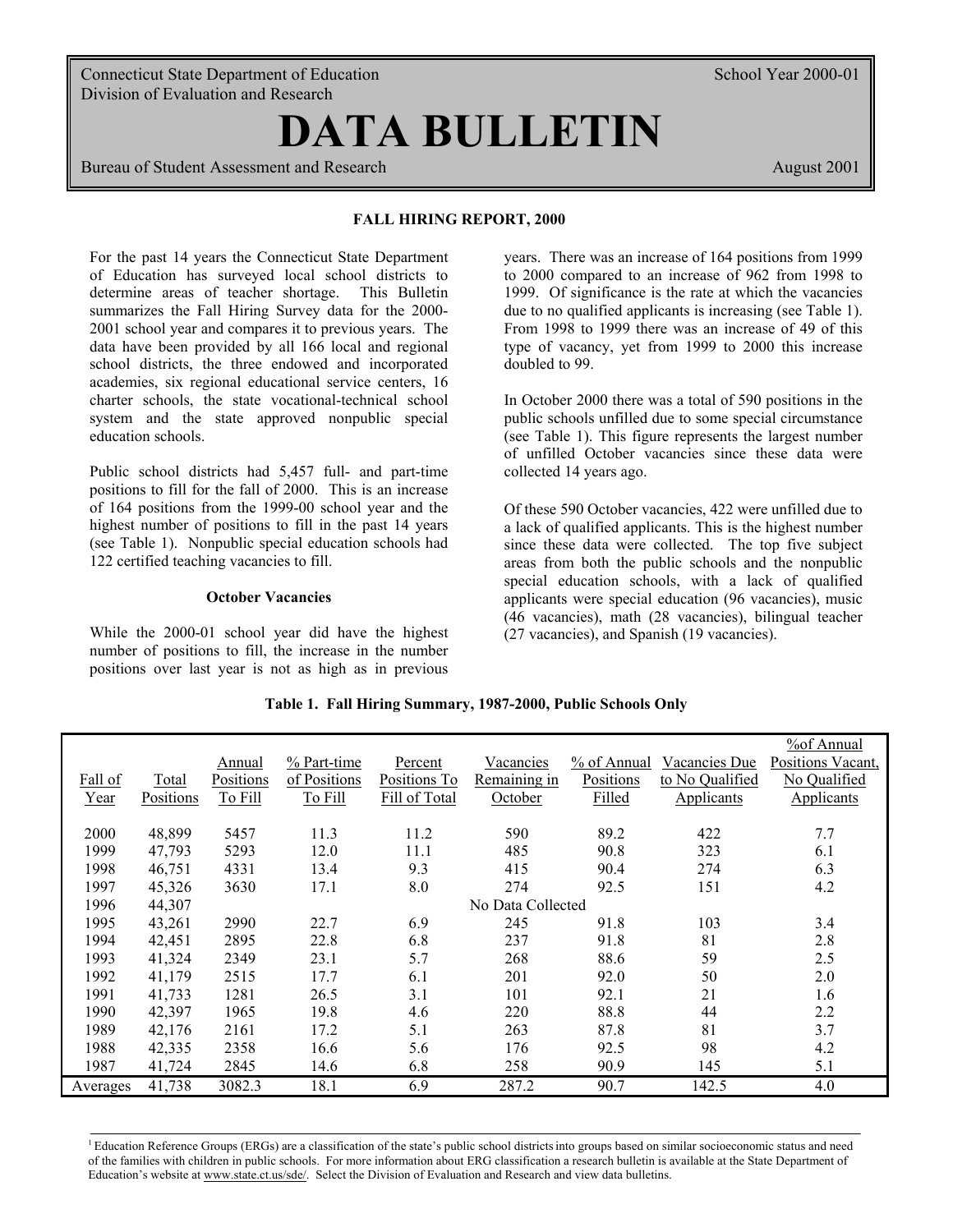Connecticut State Department of Education
Division of Evaluation and Research

School Year 2000-01

# DATA BULLETIN

Bureau of Student Assessment and Research

August 2001

## FALL HIRING REPORT, 2000

For the past 14 years the Connecticut State Department of Education has surveyed local school districts to determine areas of teacher shortage. This Bulletin summarizes the Fall Hiring Survey data for the 2000-2001 school year and compares it to previous years. The data have been provided by all 166 local and regional school districts, the three endowed and incorporated academies, six regional educational service centers, 16 charter schools, the state vocational-technical school system and the state approved nonpublic special education schools.

Public school districts had 5,457 full- and part-time positions to fill for the fall of 2000. This is an increase of 164 positions from the 1999-00 school year and the highest number of positions to fill in the past 14 years (see Table 1). Nonpublic special education schools had 122 certified teaching vacancies to fill.

### October Vacancies

While the 2000-01 school year did have the highest number of positions to fill, the increase in the number positions over last year is not as high as in previous years. There was an increase of 164 positions from 1999 to 2000 compared to an increase of 962 from 1998 to 1999. Of significance is the rate at which the vacancies due to no qualified applicants is increasing (see Table 1). From 1998 to 1999 there was an increase of 49 of this type of vacancy, yet from 1999 to 2000 this increase doubled to 99.

In October 2000 there was a total of 590 positions in the public schools unfilled due to some special circumstance (see Table 1). This figure represents the largest number of unfilled October vacancies since these data were collected 14 years ago.

Of these 590 October vacancies, 422 were unfilled due to a lack of qualified applicants. This is the highest number since these data were collected. The top five subject areas from both the public schools and the nonpublic special education schools, with a lack of qualified applicants were special education (96 vacancies), music (46 vacancies), math (28 vacancies), bilingual teacher (27 vacancies), and Spanish (19 vacancies).

**Table 1. Fall Hiring Summary, 1987-2000, Public Schools Only**

| Fall of Year | Total Positions | Annual Positions To Fill | % Part-time of Positions To Fill | Percent Positions To Fill of Total | Vacancies Remaining in October | % of Annual Positions Filled | Vacancies Due to No Qualified Applicants | %of Annual Positions Vacant, No Qualified Applicants |
|---|---|---|---|---|---|---|---|---|
| 2000 | 48,899 | 5457 | 11.3 | 11.2 | 590 | 89.2 | 422 | 7.7 |
| 1999 | 47,793 | 5293 | 12.0 | 11.1 | 485 | 90.8 | 323 | 6.1 |
| 1998 | 46,751 | 4331 | 13.4 | 9.3 | 415 | 90.4 | 274 | 6.3 |
| 1997 | 45,326 | 3630 | 17.1 | 8.0 | 274 | 92.5 | 151 | 4.2 |
| 1996 | 44,307 | | | | No Data Collected | | | |
| 1995 | 43,261 | 2990 | 22.7 | 6.9 | 245 | 91.8 | 103 | 3.4 |
| 1994 | 42,451 | 2895 | 22.8 | 6.8 | 237 | 91.8 | 81 | 2.8 |
| 1993 | 41,324 | 2349 | 23.1 | 5.7 | 268 | 88.6 | 59 | 2.5 |
| 1992 | 41,179 | 2515 | 17.7 | 6.1 | 201 | 92.0 | 50 | 2.0 |
| 1991 | 41,733 | 1281 | 26.5 | 3.1 | 101 | 92.1 | 21 | 1.6 |
| 1990 | 42,397 | 1965 | 19.8 | 4.6 | 220 | 88.8 | 44 | 2.2 |
| 1989 | 42,176 | 2161 | 17.2 | 5.1 | 263 | 87.8 | 81 | 3.7 |
| 1988 | 42,335 | 2358 | 16.6 | 5.6 | 176 | 92.5 | 98 | 4.2 |
| 1987 | 41,724 | 2845 | 14.6 | 6.8 | 258 | 90.9 | 145 | 5.1 |
| Averages | 41,738 | 3082.3 | 18.1 | 6.9 | 287.2 | 90.7 | 142.5 | 4.0 |

[1] Education Reference Groups (ERGs) are a classification of the state's public school districts into groups based on similar socioeconomic status and need of the families with children in public schools. For more information about ERG classification a research bulletin is available at the State Department of Education's website at www.state.ct.us/sde/. Select the Division of Evaluation and Research and view data bulletins.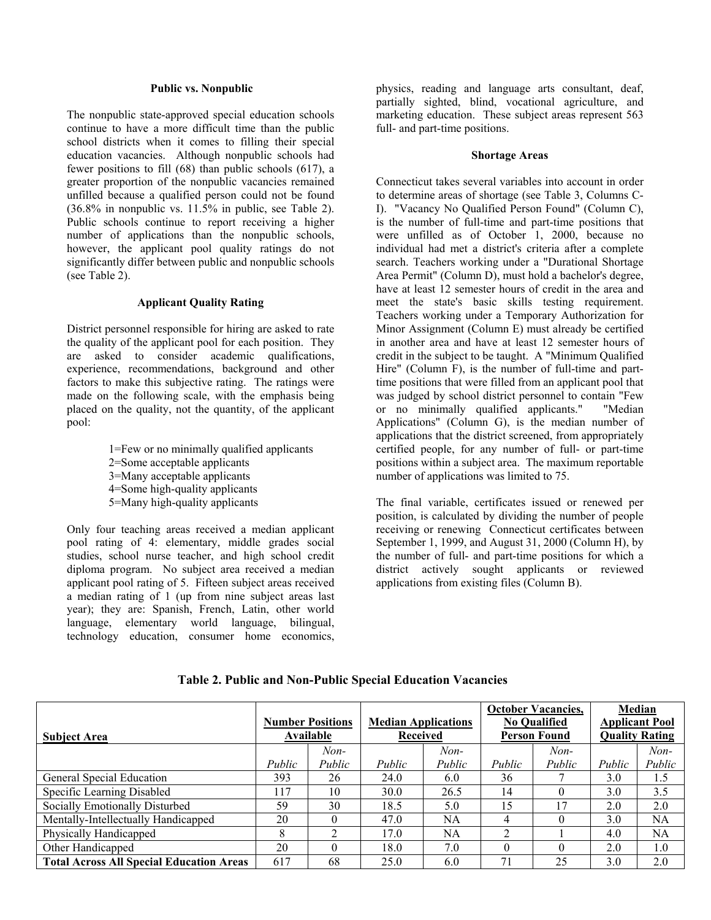### Public vs. Nonpublic

The nonpublic state-approved special education schools continue to have a more difficult time than the public school districts when it comes to filling their special education vacancies. Although nonpublic schools had fewer positions to fill (68) than public schools (617), a greater proportion of the nonpublic vacancies remained unfilled because a qualified person could not be found (36.8% in nonpublic vs. 11.5% in public, see Table 2). Public schools continue to report receiving a higher number of applications than the nonpublic schools, however, the applicant pool quality ratings do not significantly differ between public and nonpublic schools (see Table 2).

### Applicant Quality Rating

District personnel responsible for hiring are asked to rate the quality of the applicant pool for each position. They are asked to consider academic qualifications, experience, recommendations, background and other factors to make this subjective rating. The ratings were made on the following scale, with the emphasis being placed on the quality, not the quantity, of the applicant pool:

1=Few or no minimally qualified applicants
2=Some acceptable applicants
3=Many acceptable applicants
4=Some high-quality applicants
5=Many high-quality applicants

Only four teaching areas received a median applicant pool rating of 4: elementary, middle grades social studies, school nurse teacher, and high school credit diploma program. No subject area received a median applicant pool rating of 5. Fifteen subject areas received a median rating of 1 (up from nine subject areas last year); they are: Spanish, French, Latin, other world language, elementary world language, bilingual, technology education, consumer home economics, physics, reading and language arts consultant, deaf, partially sighted, blind, vocational agriculture, and marketing education. These subject areas represent 563 full- and part-time positions.

### Shortage Areas

Connecticut takes several variables into account in order to determine areas of shortage (see Table 3, Columns C-I). "Vacancy No Qualified Person Found" (Column C), is the number of full-time and part-time positions that were unfilled as of October 1, 2000, because no individual had met a district's criteria after a complete search. Teachers working under a "Durational Shortage Area Permit" (Column D), must hold a bachelor's degree, have at least 12 semester hours of credit in the area and meet the state's basic skills testing requirement. Teachers working under a Temporary Authorization for Minor Assignment (Column E) must already be certified in another area and have at least 12 semester hours of credit in the subject to be taught. A "Minimum Qualified Hire" (Column F), is the number of full-time and part-time positions that were filled from an applicant pool that was judged by school district personnel to contain "Few or no minimally qualified applicants." "Median Applications" (Column G), is the median number of applications that the district screened, from appropriately certified people, for any number of full- or part-time positions within a subject area. The maximum reportable number of applications was limited to 75.

The final variable, certificates issued or renewed per position, is calculated by dividing the number of people receiving or renewing Connecticut certificates between September 1, 1999, and August 31, 2000 (Column H), by the number of full- and part-time positions for which a district actively sought applicants or reviewed applications from existing files (Column B).

**Table 2. Public and Non-Public Special Education Vacancies**

| Subject Area | Number Positions Available | | Median Applications Received | | October Vacancies, No Qualified Person Found | | Median Applicant Pool Quality Rating | |
|---|---|---|---|---|---|---|---|---|
| | *Public* | *Non-Public* | *Public* | *Non-Public* | *Public* | *Non-Public* | *Public* | *Non-Public* |
| General Special Education | 393 | 26 | 24.0 | 6.0 | 36 | 7 | 3.0 | 1.5 |
| Specific Learning Disabled | 117 | 10 | 30.0 | 26.5 | 14 | 0 | 3.0 | 3.5 |
| Socially Emotionally Disturbed | 59 | 30 | 18.5 | 5.0 | 15 | 17 | 2.0 | 2.0 |
| Mentally-Intellectually Handicapped | 20 | 0 | 47.0 | NA | 4 | 0 | 3.0 | NA |
| Physically Handicapped | 8 | 2 | 17.0 | NA | 2 | 1 | 4.0 | NA |
| Other Handicapped | 20 | 0 | 18.0 | 7.0 | 0 | 0 | 2.0 | 1.0 |
| **Total Across All Special Education Areas** | 617 | 68 | 25.0 | 6.0 | 71 | 25 | 3.0 | 2.0 |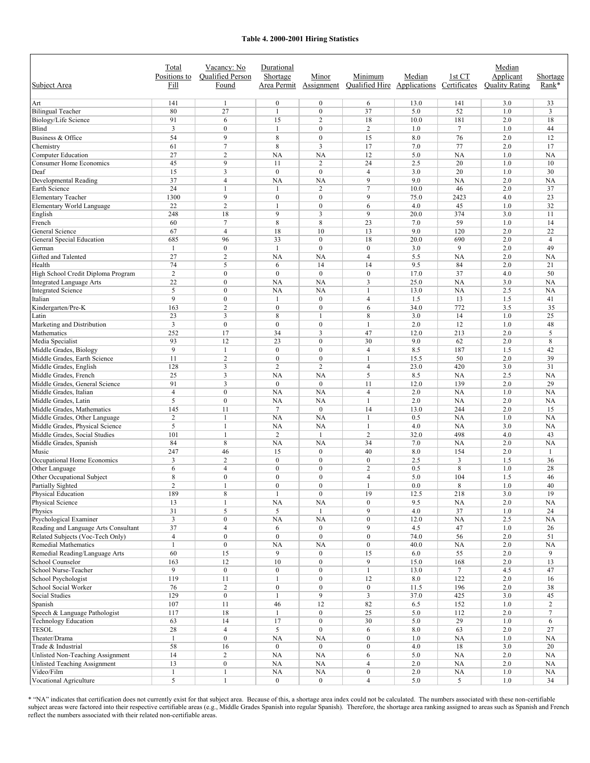**Table 4. 2000-2001 Hiring Statistics**

| Subject Area | Total Positions to Fill | Vacancy: No Qualified Person Found | Durational Shortage Area Permit | Minor Assignment | Minimum Qualified Hire | Median Applications | 1st CT Certificates | Median Applicant Quality Rating | Shortage Rank* |
|---|---|---|---|---|---|---|---|---|---|
| Art | 141 | 1 | 0 | 0 | 6 | 13.0 | 141 | 3.0 | 33 |
| Bilingual Teacher | 80 | 27 | 1 | 0 | 37 | 5.0 | 52 | 1.0 | 3 |
| Biology/Life Science | 91 | 6 | 15 | 2 | 18 | 10.0 | 181 | 2.0 | 18 |
| Blind | 3 | 0 | 1 | 0 | 2 | 1.0 | 7 | 1.0 | 44 |
| Business & Office | 54 | 9 | 8 | 0 | 15 | 8.0 | 76 | 2.0 | 12 |
| Chemistry | 61 | 7 | 8 | 3 | 17 | 7.0 | 77 | 2.0 | 17 |
| Computer Education | 27 | 2 | NA | NA | 12 | 5.0 | NA | 1.0 | NA |
| Consumer Home Economics | 45 | 9 | 11 | 2 | 24 | 2.5 | 20 | 1.0 | 10 |
| Deaf | 15 | 3 | 0 | 0 | 4 | 3.0 | 20 | 1.0 | 30 |
| Developmental Reading | 37 | 4 | NA | NA | 9 | 9.0 | NA | 2.0 | NA |
| Earth Science | 24 | 1 | 1 | 2 | 7 | 10.0 | 46 | 2.0 | 37 |
| Elementary Teacher | 1300 | 9 | 0 | 0 | 9 | 75.0 | 2423 | 4.0 | 23 |
| Elementary World Language | 22 | 2 | 1 | 0 | 6 | 4.0 | 45 | 1.0 | 32 |
| English | 248 | 18 | 9 | 3 | 9 | 20.0 | 374 | 3.0 | 11 |
| French | 60 | 7 | 8 | 8 | 23 | 7.0 | 59 | 1.0 | 14 |
| General Science | 67 | 4 | 18 | 10 | 13 | 9.0 | 120 | 2.0 | 22 |
| General Special Education | 685 | 96 | 33 | 0 | 18 | 20.0 | 690 | 2.0 | 4 |
| German | 1 | 0 | 1 | 0 | 0 | 3.0 | 9 | 2.0 | 49 |
| Gifted and Talented | 27 | 2 | NA | NA | 4 | 5.5 | NA | 2.0 | NA |
| Health | 74 | 5 | 6 | 14 | 14 | 9.5 | 84 | 2.0 | 21 |
| High School Credit Diploma Program | 2 | 0 | 0 | 0 | 0 | 17.0 | 37 | 4.0 | 50 |
| Integrated Language Arts | 22 | 0 | NA | NA | 3 | 25.0 | NA | 3.0 | NA |
| Integrated Science | 5 | 0 | NA | NA | 1 | 13.0 | NA | 2.5 | NA |
| Italian | 9 | 0 | 1 | 0 | 4 | 1.5 | 13 | 1.5 | 41 |
| Kindergarten/Pre-K | 163 | 2 | 0 | 0 | 6 | 34.0 | 772 | 3.5 | 35 |
| Latin | 23 | 3 | 8 | 1 | 8 | 3.0 | 14 | 1.0 | 25 |
| Marketing and Distribution | 3 | 0 | 0 | 0 | 1 | 2.0 | 12 | 1.0 | 48 |
| Mathematics | 252 | 17 | 34 | 3 | 47 | 12.0 | 213 | 2.0 | 5 |
| Media Specialist | 93 | 12 | 23 | 0 | 30 | 9.0 | 62 | 2.0 | 8 |
| Middle Grades, Biology | 9 | 1 | 0 | 0 | 4 | 8.5 | 187 | 1.5 | 42 |
| Middle Grades, Earth Science | 11 | 2 | 0 | 0 | 1 | 15.5 | 50 | 2.0 | 39 |
| Middle Grades, English | 128 | 3 | 2 | 2 | 4 | 23.0 | 420 | 3.0 | 31 |
| Middle Grades, French | 25 | 3 | NA | NA | 5 | 8.5 | NA | 2.5 | NA |
| Middle Grades, General Science | 91 | 3 | 0 | 0 | 11 | 12.0 | 139 | 2.0 | 29 |
| Middle Grades, Italian | 4 | 0 | NA | NA | 4 | 2.0 | NA | 1.0 | NA |
| Middle Grades, Latin | 5 | 0 | NA | NA | 1 | 2.0 | NA | 2.0 | NA |
| Middle Grades, Mathematics | 145 | 11 | 7 | 0 | 14 | 13.0 | 244 | 2.0 | 15 |
| Middle Grades, Other Language | 2 | 1 | NA | NA | 1 | 0.5 | NA | 1.0 | NA |
| Middle Grades, Physical Science | 5 | 1 | NA | NA | 1 | 4.0 | NA | 3.0 | NA |
| Middle Grades, Social Studies | 101 | 1 | 2 | 1 | 2 | 32.0 | 498 | 4.0 | 43 |
| Middle Grades, Spanish | 84 | 8 | NA | NA | 34 | 7.0 | NA | 2.0 | NA |
| Music | 247 | 46 | 15 | 0 | 40 | 8.0 | 154 | 2.0 | 1 |
| Occupational Home Economics | 3 | 2 | 0 | 0 | 0 | 2.5 | 3 | 1.5 | 36 |
| Other Language | 6 | 4 | 0 | 0 | 2 | 0.5 | 8 | 1.0 | 28 |
| Other Occupational Subject | 8 | 0 | 0 | 0 | 4 | 5.0 | 104 | 1.5 | 46 |
| Partially Sighted | 2 | 1 | 0 | 0 | 1 | 0.0 | 8 | 1.0 | 40 |
| Physical Education | 189 | 8 | 1 | 0 | 19 | 12.5 | 218 | 3.0 | 19 |
| Physical Science | 13 | 1 | NA | NA | 0 | 9.5 | NA | 2.0 | NA |
| Physics | 31 | 5 | 5 | 1 | 9 | 4.0 | 37 | 1.0 | 24 |
| Psychological Examiner | 3 | 0 | NA | NA | 0 | 12.0 | NA | 2.5 | NA |
| Reading and Language Arts Consultant | 37 | 4 | 6 | 0 | 9 | 4.5 | 47 | 1.0 | 26 |
| Related Subjects (Voc-Tech Only) | 4 | 0 | 0 | 0 | 0 | 74.0 | 56 | 2.0 | 51 |
| Remedial Mathematics | 1 | 0 | NA | NA | 0 | 40.0 | NA | 2.0 | NA |
| Remedial Reading/Language Arts | 60 | 15 | 9 | 0 | 15 | 6.0 | 55 | 2.0 | 9 |
| School Counselor | 163 | 12 | 10 | 0 | 9 | 15.0 | 168 | 2.0 | 13 |
| School Nurse-Teacher | 9 | 0 | 0 | 0 | 1 | 13.0 | 7 | 4.5 | 47 |
| School Psychologist | 119 | 11 | 1 | 0 | 12 | 8.0 | 122 | 2.0 | 16 |
| School Social Worker | 76 | 2 | 0 | 0 | 0 | 11.5 | 196 | 2.0 | 38 |
| Social Studies | 129 | 0 | 1 | 9 | 3 | 37.0 | 425 | 3.0 | 45 |
| Spanish | 107 | 11 | 46 | 12 | 82 | 6.5 | 152 | 1.0 | 2 |
| Speech & Language Pathologist | 117 | 18 | 1 | 0 | 25 | 5.0 | 112 | 2.0 | 7 |
| Technology Education | 63 | 14 | 17 | 0 | 30 | 5.0 | 29 | 1.0 | 6 |
| TESOL | 28 | 4 | 5 | 0 | 6 | 8.0 | 63 | 2.0 | 27 |
| Theater/Drama | 1 | 0 | NA | NA | 0 | 1.0 | NA | 1.0 | NA |
| Trade & Industrial | 58 | 16 | 0 | 0 | 0 | 4.0 | 18 | 3.0 | 20 |
| Unlisted Non-Teaching Assignment | 14 | 2 | NA | NA | 6 | 5.0 | NA | 2.0 | NA |
| Unlisted Teaching Assignment | 13 | 0 | NA | NA | 4 | 2.0 | NA | 2.0 | NA |
| Video/Film | 1 | 1 | NA | NA | 0 | 2.0 | NA | 1.0 | NA |
| Vocational Agriculture | 5 | 1 | 0 | 0 | 4 | 5.0 | 5 | 1.0 | 34 |

* "NA" indicates that certification does not currently exist for that subject area. Because of this, a shortage area index could not be calculated. The numbers associated with these non-certifiable subject areas were factored into their respective certifiable areas (e.g., Middle Grades Spanish into regular Spanish). Therefore, the shortage area ranking assigned to areas such as Spanish and French reflect the numbers associated with their related non-certifiable areas.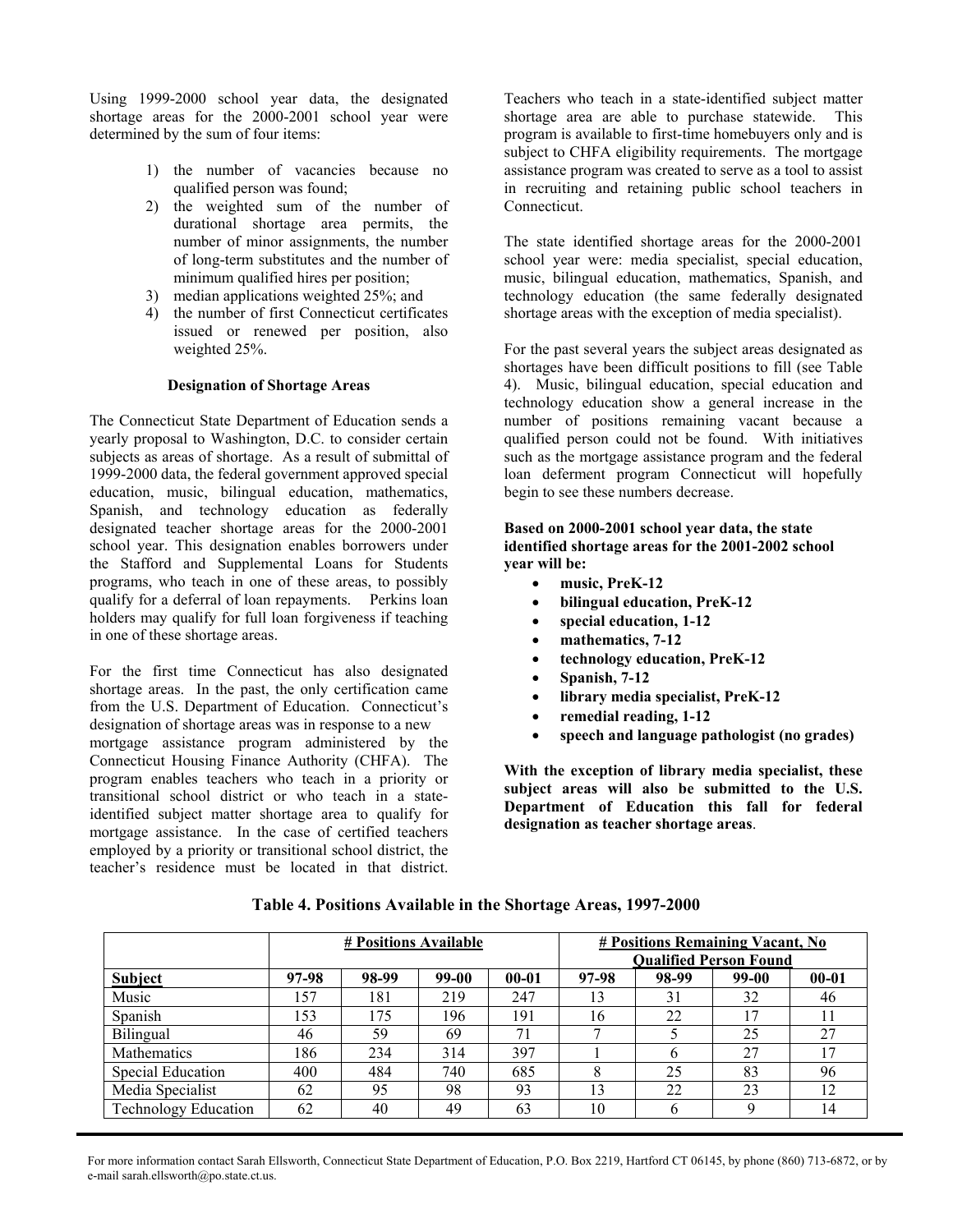Using 1999-2000 school year data, the designated shortage areas for the 2000-2001 school year were determined by the sum of four items:

1) the number of vacancies because no qualified person was found;
2) the weighted sum of the number of durational shortage area permits, the number of minor assignments, the number of long-term substitutes and the number of minimum qualified hires per position;
3) median applications weighted 25%; and
4) the number of first Connecticut certificates issued or renewed per position, also weighted 25%.

### Designation of Shortage Areas

The Connecticut State Department of Education sends a yearly proposal to Washington, D.C. to consider certain subjects as areas of shortage. As a result of submittal of 1999-2000 data, the federal government approved special education, music, bilingual education, mathematics, Spanish, and technology education as federally designated teacher shortage areas for the 2000-2001 school year. This designation enables borrowers under the Stafford and Supplemental Loans for Students programs, who teach in one of these areas, to possibly qualify for a deferral of loan repayments. Perkins loan holders may qualify for full loan forgiveness if teaching in one of these shortage areas.

For the first time Connecticut has also designated shortage areas. In the past, the only certification came from the U.S. Department of Education. Connecticut's designation of shortage areas was in response to a new mortgage assistance program administered by the Connecticut Housing Finance Authority (CHFA). The program enables teachers who teach in a priority or transitional school district or who teach in a state-identified subject matter shortage area to qualify for mortgage assistance. In the case of certified teachers employed by a priority or transitional school district, the teacher's residence must be located in that district. Teachers who teach in a state-identified subject matter shortage area are able to purchase statewide. This program is available to first-time homebuyers only and is subject to CHFA eligibility requirements. The mortgage assistance program was created to serve as a tool to assist in recruiting and retaining public school teachers in Connecticut.

The state identified shortage areas for the 2000-2001 school year were: media specialist, special education, music, bilingual education, mathematics, Spanish, and technology education (the same federally designated shortage areas with the exception of media specialist).

For the past several years the subject areas designated as shortages have been difficult positions to fill (see Table 4). Music, bilingual education, special education and technology education show a general increase in the number of positions remaining vacant because a qualified person could not be found. With initiatives such as the mortgage assistance program and the federal loan deferment program Connecticut will hopefully begin to see these numbers decrease.

**Based on 2000-2001 school year data, the state identified shortage areas for the 2001-2002 school year will be:**

- **music, PreK-12**
- **bilingual education, PreK-12**
- **special education, 1-12**
- **mathematics, 7-12**
- **technology education, PreK-12**
- **Spanish, 7-12**
- **library media specialist, PreK-12**
- **remedial reading, 1-12**
- **speech and language pathologist (no grades)**

**With the exception of library media specialist, these subject areas will also be submitted to the U.S. Department of Education this fall for federal designation as teacher shortage areas**.

**Table 4. Positions Available in the Shortage Areas, 1997-2000**

| | # Positions Available | | | | # Positions Remaining Vacant, No Qualified Person Found | | | |
|---|---|---|---|---|---|---|---|---|
| **Subject** | **97-98** | **98-99** | **99-00** | **00-01** | **97-98** | **98-99** | **99-00** | **00-01** |
| Music | 157 | 181 | 219 | 247 | 13 | 31 | 32 | 46 |
| Spanish | 153 | 175 | 196 | 191 | 16 | 22 | 17 | 11 |
| Bilingual | 46 | 59 | 69 | 71 | 7 | 5 | 25 | 27 |
| Mathematics | 186 | 234 | 314 | 397 | 1 | 6 | 27 | 17 |
| Special Education | 400 | 484 | 740 | 685 | 8 | 25 | 83 | 96 |
| Media Specialist | 62 | 95 | 98 | 93 | 13 | 22 | 23 | 12 |
| Technology Education | 62 | 40 | 49 | 63 | 10 | 6 | 9 | 14 |

For more information contact Sarah Ellsworth, Connecticut State Department of Education, P.O. Box 2219, Hartford CT 06145, by phone (860) 713-6872, or by e-mail sarah.ellsworth@po.state.ct.us.